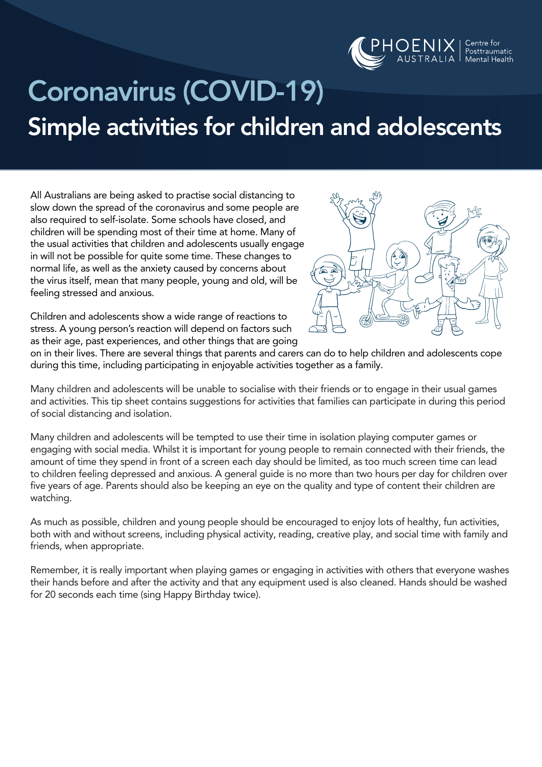# Coronavirus (COVID-19)

## Simple activities for children and adolescents

All Australians are being asked to practise social distancing to slow down the spread of the coronavirus and some people are also required to self-isolate. Some schools have closed, and children will be spending most of their time at home. Many of the usual activities that children and adolescents usually engage in will not be possible for quite some time. These changes to normal life, as well as the anxiety caused by concerns about the virus itself, mean that many people, young and old, will be feeling stressed and anxious.

Children and adolescents show a wide range of reactions to stress. A young person's reaction will depend on factors such as their age, past experiences, and other things that are going on in their lives. There are several things that parents and carers can do to help children and adolescents cope during this time, including participating in enjoyable activities together as a family.

Many children and adolescents will be unable to socialise with their friends or to engage in their usual games and activities. This tip sheet contains suggestions for activities that families can participate in during this period of social distancing and isolation.

Many children and adolescents will be tempted to use their time in isolation playing computer games or engaging with social media. Whilst it is important for young people to remain connected with their friends, the amount of time they spend in front of a screen each day should be limited, as too much screen time can lead to children feeling depressed and anxious. A general guide is no more than two hours per day for children over five years of age. Parents should also be keeping an eye on the quality and type of content their children are watching.

As much as possible, children and young people should be encouraged to enjoy lots of healthy, fun activities, both with and without screens, including physical activity, reading, creative play, and social time with family and friends, when appropriate.

Remember, it is really important when playing games or engaging in activities with others that everyone washes their hands before and after the activity and that any equipment used is also cleaned. Hands should be washed for 20 seconds each time (sing Happy Birthday twice).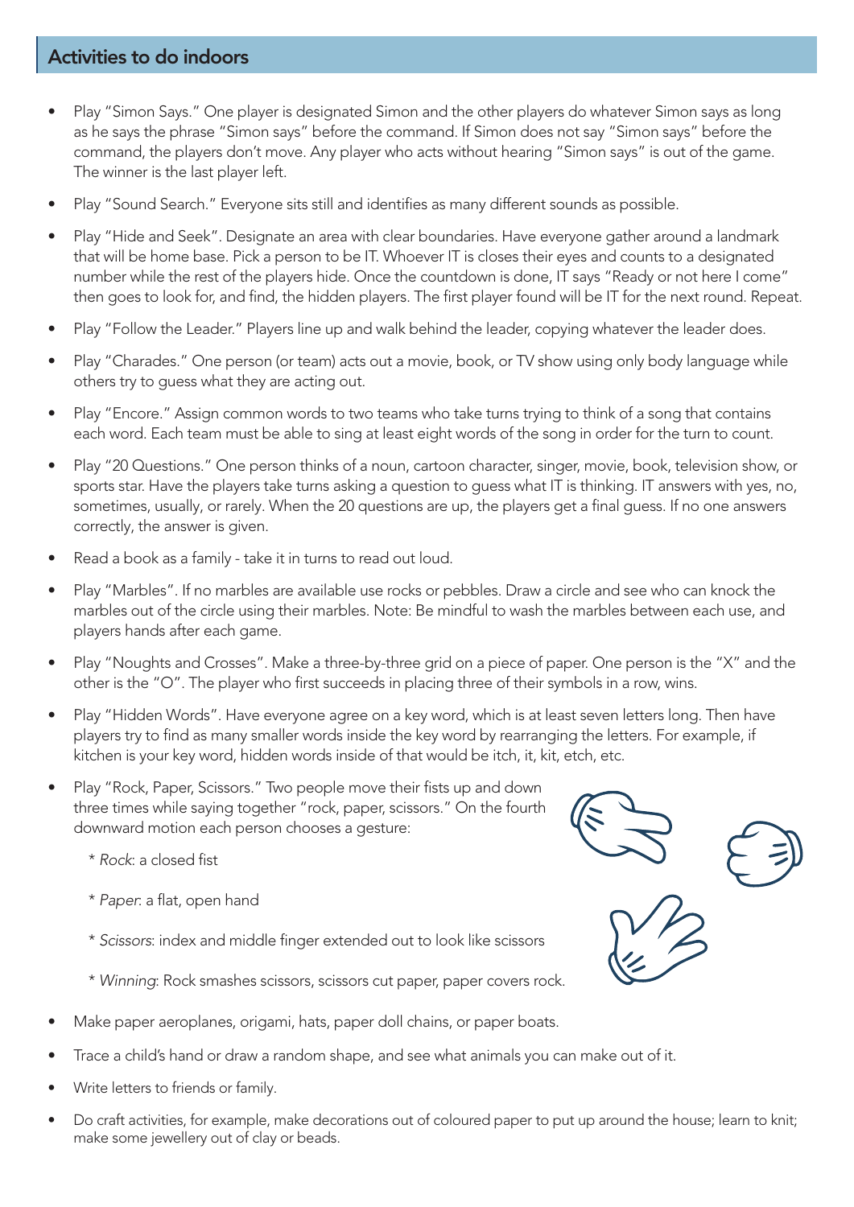## Activities to do indoors

- Play "Simon Says." One player is designated Simon and the other players do whatever Simon says as long as he says the phrase "Simon says" before the command. If Simon does not say "Simon says" before the command, the players don't move. Any player who acts without hearing "Simon says" is out of the game. The winner is the last player left.
- Play "Sound Search." Everyone sits still and identifies as many different sounds as possible.
- Play "Hide and Seek". Designate an area with clear boundaries. Have everyone gather around a landmark that will be home base. Pick a person to be IT. Whoever IT is closes their eyes and counts to a designated number while the rest of the players hide. Once the countdown is done, IT says "Ready or not here I come" then goes to look for, and find, the hidden players. The first player found will be IT for the next round. Repeat.
- Play "Follow the Leader." Players line up and walk behind the leader, copying whatever the leader does.
- Play "Charades." One person (or team) acts out a movie, book, or TV show using only body language while others try to guess what they are acting out.
- Play "Encore." Assign common words to two teams who take turns trying to think of a song that contains each word. Each team must be able to sing at least eight words of the song in order for the turn to count.
- Play "20 Questions." One person thinks of a noun, cartoon character, singer, movie, book, television show, or sports star. Have the players take turns asking a question to guess what IT is thinking. IT answers with yes, no, sometimes, usually, or rarely. When the 20 questions are up, the players get a final guess. If no one answers correctly, the answer is given.
- Read a book as a family - take it in turns to read out loud.
- Play "Marbles". If no marbles are available use rocks or pebbles. Draw a circle and see who can knock the marbles out of the circle using their marbles. Note: Be mindful to wash the marbles between each use, and players hands after each game.
- Play "Noughts and Crosses". Make a three-by-three grid on a piece of paper. One person is the "X" and the other is the "O". The player who first succeeds in placing three of their symbols in a row, wins.
- Play "Hidden Words". Have everyone agree on a key word, which is at least seven letters long. Then have players try to find as many smaller words inside the key word by rearranging the letters. For example, if kitchen is your key word, hidden words inside of that would be itch, it, kit, etch, etc.
- Play "Rock, Paper, Scissors." Two people move their fists up and down three times while saying together "rock, paper, scissors." On the fourth downward motion each person chooses a gesture:

  * *Rock*: a closed fist

  * *Paper*: a flat, open hand

  * *Scissors*: index and middle finger extended out to look like scissors

  * *Winning*: Rock smashes scissors, scissors cut paper, paper covers rock.

- Make paper aeroplanes, origami, hats, paper doll chains, or paper boats.
- Trace a child's hand or draw a random shape, and see what animals you can make out of it.
- Write letters to friends or family.
- Do craft activities, for example, make decorations out of coloured paper to put up around the house; learn to knit; make some jewellery out of clay or beads.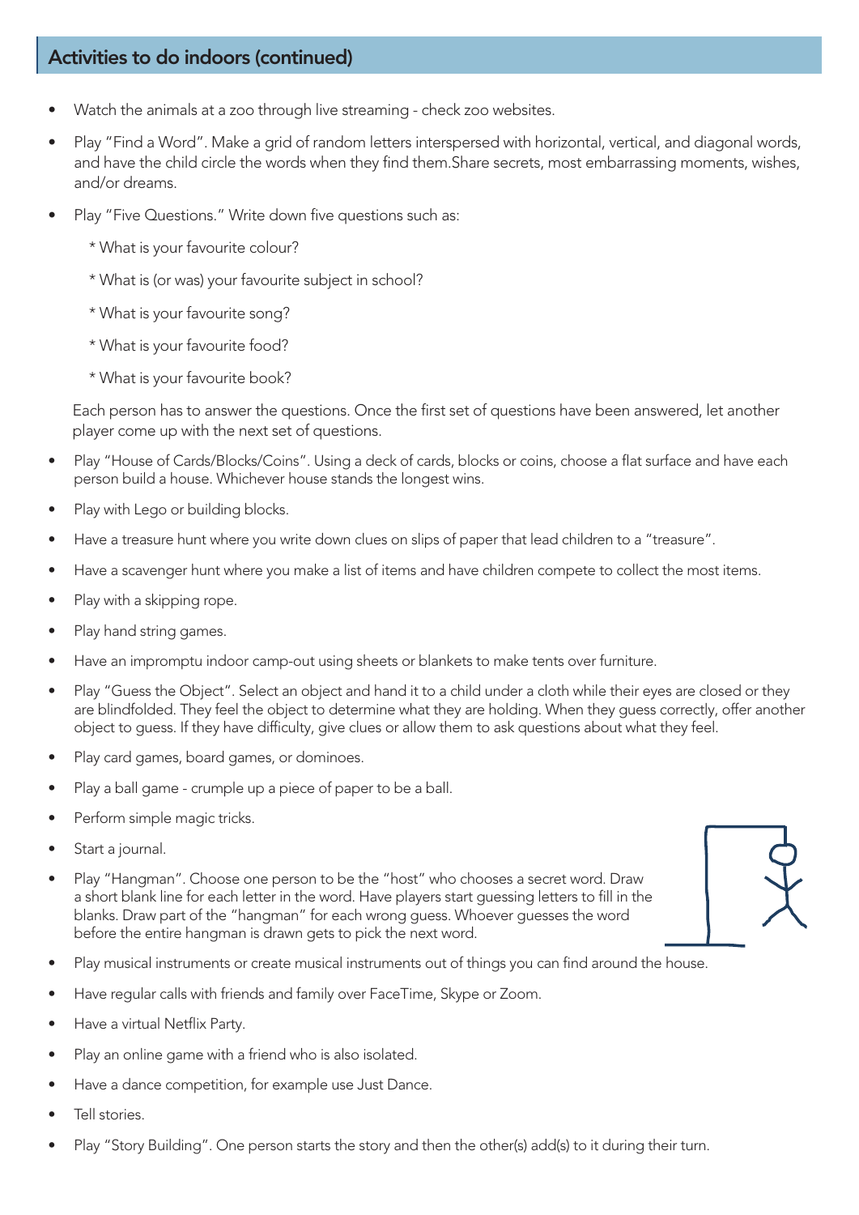## Activities to do indoors (continued)

- Watch the animals at a zoo through live streaming - check zoo websites.
- Play "Find a Word". Make a grid of random letters interspersed with horizontal, vertical, and diagonal words, and have the child circle the words when they find them.Share secrets, most embarrassing moments, wishes, and/or dreams.
- Play "Five Questions." Write down five questions such as:

  * What is your favourite colour?

  * What is (or was) your favourite subject in school?

  * What is your favourite song?

  * What is your favourite food?

  * What is your favourite book?

  Each person has to answer the questions. Once the first set of questions have been answered, let another player come up with the next set of questions.
- Play "House of Cards/Blocks/Coins". Using a deck of cards, blocks or coins, choose a flat surface and have each person build a house. Whichever house stands the longest wins.
- Play with Lego or building blocks.
- Have a treasure hunt where you write down clues on slips of paper that lead children to a "treasure".
- Have a scavenger hunt where you make a list of items and have children compete to collect the most items.
- Play with a skipping rope.
- Play hand string games.
- Have an impromptu indoor camp-out using sheets or blankets to make tents over furniture.
- Play "Guess the Object". Select an object and hand it to a child under a cloth while their eyes are closed or they are blindfolded. They feel the object to determine what they are holding. When they guess correctly, offer another object to guess. If they have difficulty, give clues or allow them to ask questions about what they feel.
- Play card games, board games, or dominoes.
- Play a ball game - crumple up a piece of paper to be a ball.
- Perform simple magic tricks.
- Start a journal.
- Play "Hangman". Choose one person to be the "host" who chooses a secret word. Draw a short blank line for each letter in the word. Have players start guessing letters to fill in the blanks. Draw part of the "hangman" for each wrong guess. Whoever guesses the word before the entire hangman is drawn gets to pick the next word.
- Play musical instruments or create musical instruments out of things you can find around the house.
- Have regular calls with friends and family over FaceTime, Skype or Zoom.
- Have a virtual Netflix Party.
- Play an online game with a friend who is also isolated.
- Have a dance competition, for example use Just Dance.
- Tell stories.
- Play "Story Building". One person starts the story and then the other(s) add(s) to it during their turn.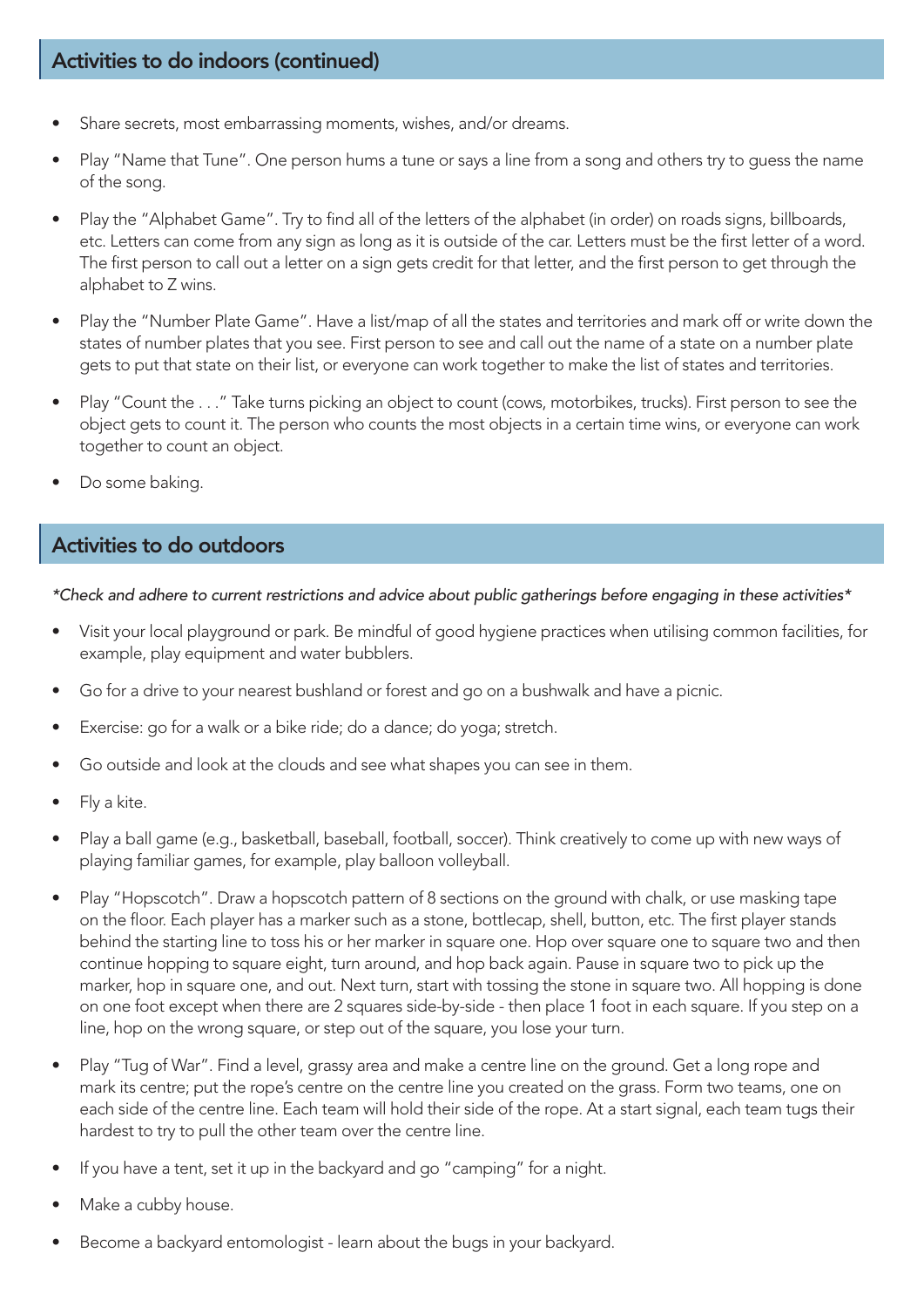## Activities to do indoors (continued)

- Share secrets, most embarrassing moments, wishes, and/or dreams.
- Play "Name that Tune". One person hums a tune or says a line from a song and others try to guess the name of the song.
- Play the "Alphabet Game". Try to find all of the letters of the alphabet (in order) on roads signs, billboards, etc. Letters can come from any sign as long as it is outside of the car. Letters must be the first letter of a word. The first person to call out a letter on a sign gets credit for that letter, and the first person to get through the alphabet to Z wins.
- Play the "Number Plate Game". Have a list/map of all the states and territories and mark off or write down the states of number plates that you see. First person to see and call out the name of a state on a number plate gets to put that state on their list, or everyone can work together to make the list of states and territories.
- Play "Count the . . ." Take turns picking an object to count (cows, motorbikes, trucks). First person to see the object gets to count it. The person who counts the most objects in a certain time wins, or everyone can work together to count an object.
- Do some baking.

## Activities to do outdoors

*\*Check and adhere to current restrictions and advice about public gatherings before engaging in these activities\**

- Visit your local playground or park. Be mindful of good hygiene practices when utilising common facilities, for example, play equipment and water bubblers.
- Go for a drive to your nearest bushland or forest and go on a bushwalk and have a picnic.
- Exercise: go for a walk or a bike ride; do a dance; do yoga; stretch.
- Go outside and look at the clouds and see what shapes you can see in them.
- Fly a kite.
- Play a ball game (e.g., basketball, baseball, football, soccer). Think creatively to come up with new ways of playing familiar games, for example, play balloon volleyball.
- Play "Hopscotch". Draw a hopscotch pattern of 8 sections on the ground with chalk, or use masking tape on the floor. Each player has a marker such as a stone, bottlecap, shell, button, etc. The first player stands behind the starting line to toss his or her marker in square one. Hop over square one to square two and then continue hopping to square eight, turn around, and hop back again. Pause in square two to pick up the marker, hop in square one, and out. Next turn, start with tossing the stone in square two. All hopping is done on one foot except when there are 2 squares side-by-side - then place 1 foot in each square. If you step on a line, hop on the wrong square, or step out of the square, you lose your turn.
- Play "Tug of War". Find a level, grassy area and make a centre line on the ground. Get a long rope and mark its centre; put the rope's centre on the centre line you created on the grass. Form two teams, one on each side of the centre line. Each team will hold their side of the rope. At a start signal, each team tugs their hardest to try to pull the other team over the centre line.
- If you have a tent, set it up in the backyard and go "camping" for a night.
- Make a cubby house.
- Become a backyard entomologist - learn about the bugs in your backyard.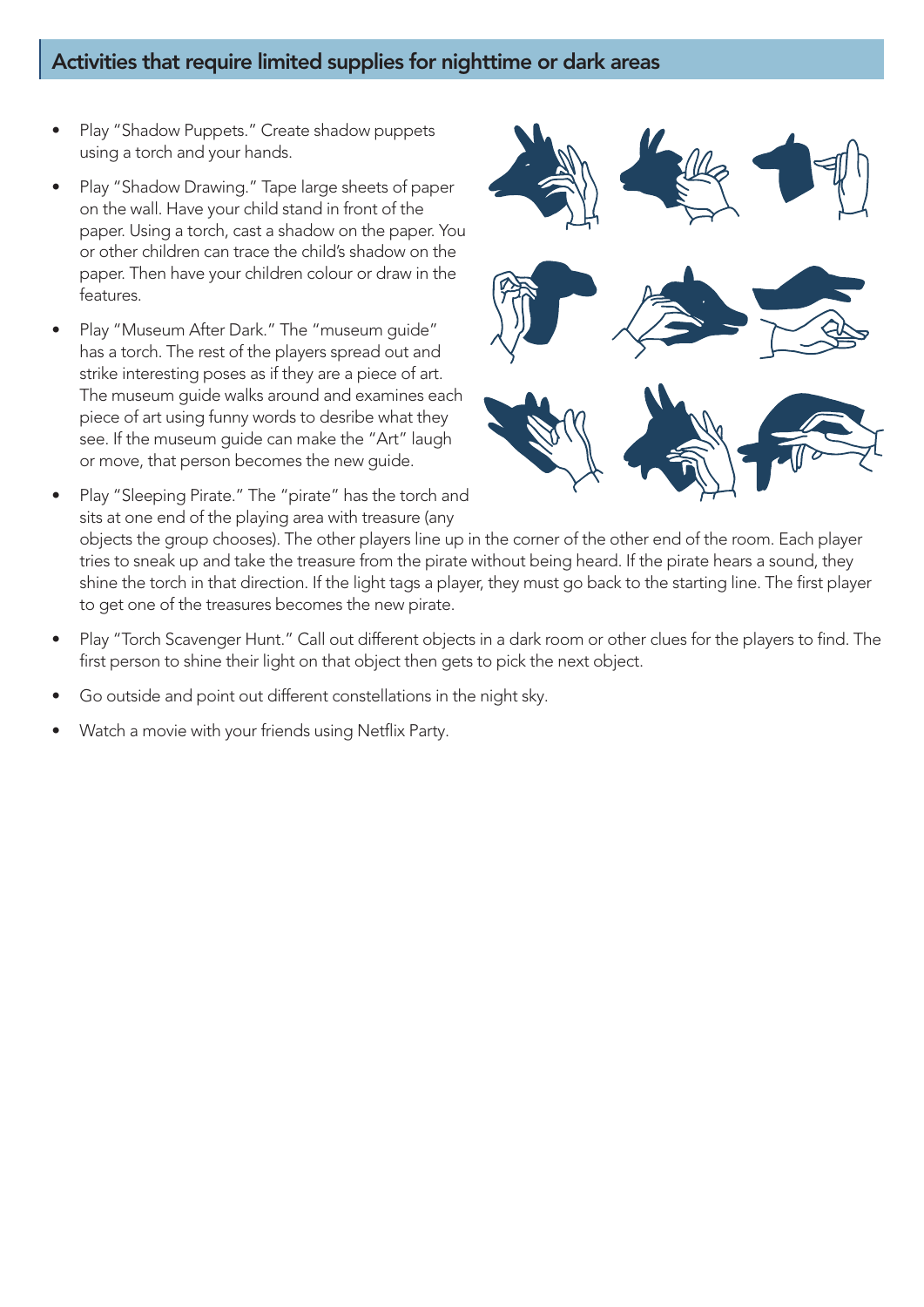## Activities that require limited supplies for nighttime or dark areas

- Play "Shadow Puppets." Create shadow puppets using a torch and your hands.
- Play "Shadow Drawing." Tape large sheets of paper on the wall. Have your child stand in front of the paper. Using a torch, cast a shadow on the paper. You or other children can trace the child's shadow on the paper. Then have your children colour or draw in the features.
- Play "Museum After Dark." The "museum guide" has a torch. The rest of the players spread out and strike interesting poses as if they are a piece of art. The museum guide walks around and examines each piece of art using funny words to desribe what they see. If the museum guide can make the "Art" laugh or move, that person becomes the new guide.
- Play "Sleeping Pirate." The "pirate" has the torch and sits at one end of the playing area with treasure (any objects the group chooses). The other players line up in the corner of the other end of the room. Each player tries to sneak up and take the treasure from the pirate without being heard. If the pirate hears a sound, they shine the torch in that direction. If the light tags a player, they must go back to the starting line. The first player to get one of the treasures becomes the new pirate.
- Play "Torch Scavenger Hunt." Call out different objects in a dark room or other clues for the players to find. The first person to shine their light on that object then gets to pick the next object.
- Go outside and point out different constellations in the night sky.
- Watch a movie with your friends using Netflix Party.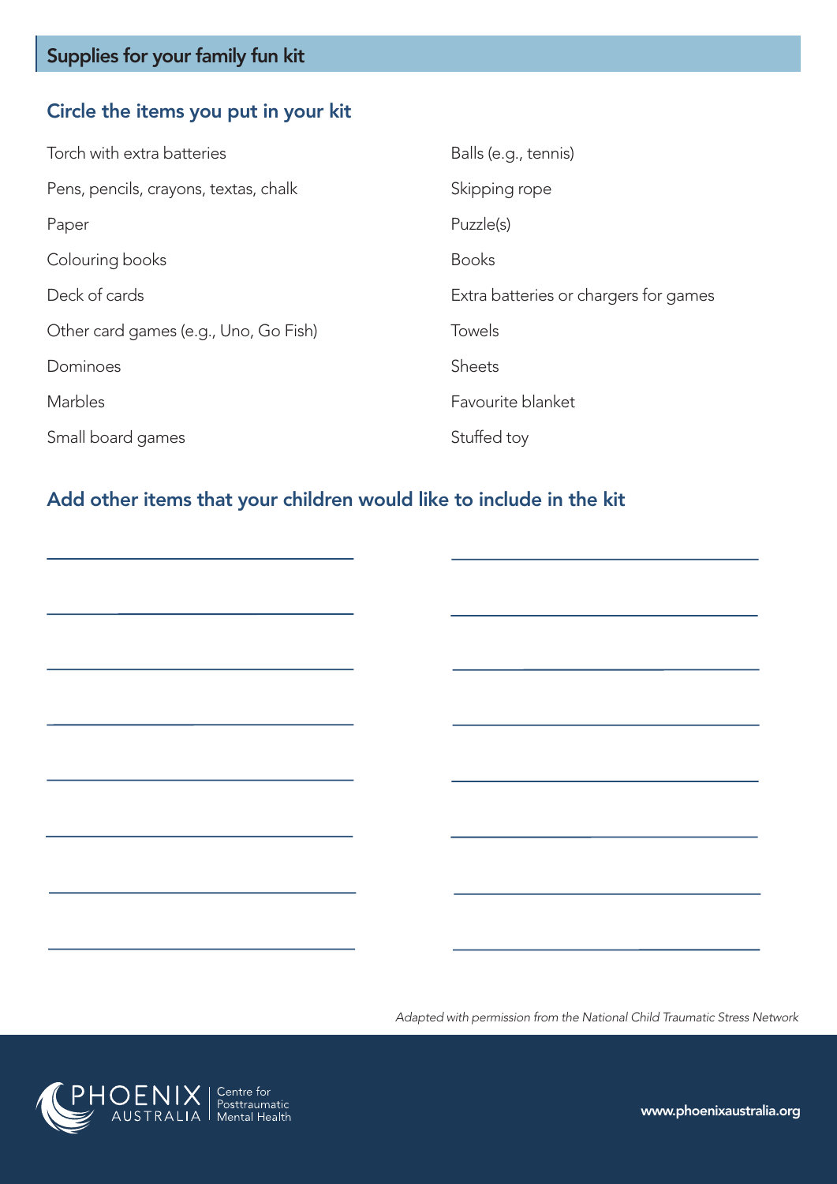## Supplies for your family fun kit

### Circle the items you put in your kit

Torch with extra batteries

Pens, pencils, crayons, textas, chalk

Paper

Colouring books

Deck of cards

Other card games (e.g., Uno, Go Fish)

Dominoes

Marbles

Small board games

Balls (e.g., tennis)

Skipping rope

Puzzle(s)

Books

Extra batteries or chargers for games

Towels

Sheets

Favourite blanket

Stuffed toy

### Add other items that your children would like to include in the kit

*Adapted with permission from the National Child Traumatic Stress Network*

PHOENIX AUSTRALIA | Centre for Posttraumatic Mental Health

www.phoenixaustralia.org